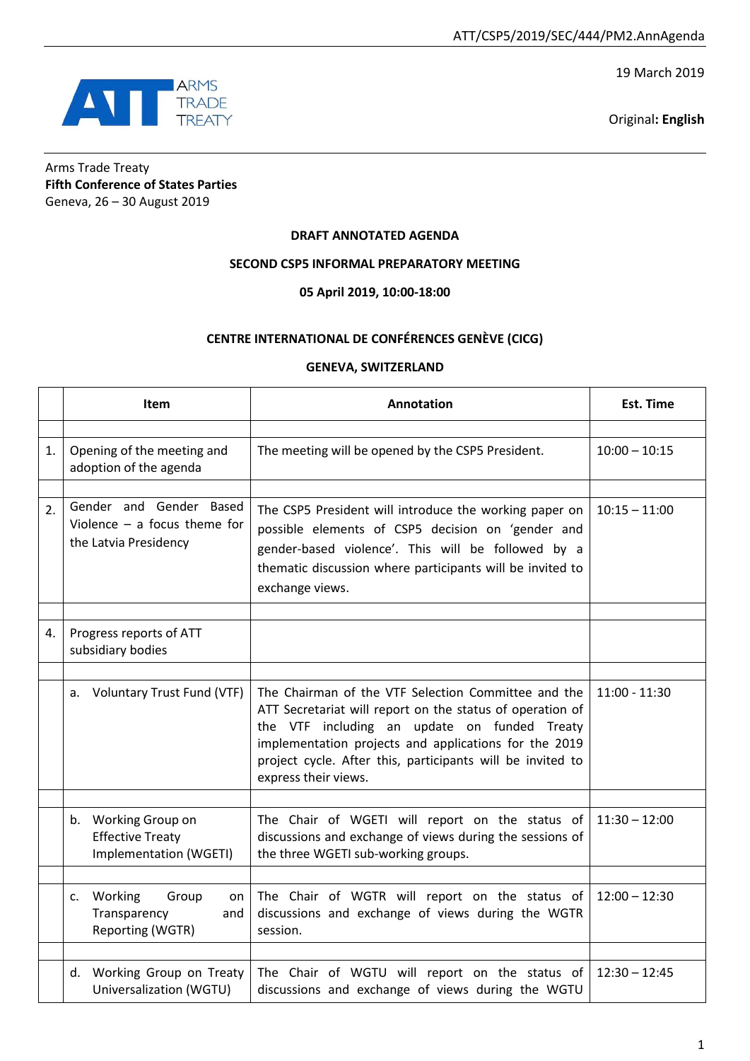ATT/CSP5/2019/SEC/444/PM2.AnnAgenda

19 March 2019

Original: **English**

Arms Trade Treaty
**Fifth Conference of States Parties**
Geneva, 26 – 30 August 2019

**DRAFT ANNOTATED AGENDA**

**SECOND CSP5 INFORMAL PREPARATORY MEETING**

**05 April 2019, 10:00-18:00**

**CENTRE INTERNATIONAL DE CONFÉRENCES GENÈVE (CICG)**

**GENEVA, SWITZERLAND**

| | Item | Annotation | Est. Time |
|---|---|---|---|
| | | | |
| 1. | Opening of the meeting and adoption of the agenda | The meeting will be opened by the CSP5 President. | 10:00 – 10:15 |
| | | | |
| 2. | Gender and Gender Based Violence – a focus theme for the Latvia Presidency | The CSP5 President will introduce the working paper on possible elements of CSP5 decision on 'gender and gender-based violence'. This will be followed by a thematic discussion where participants will be invited to exchange views. | 10:15 – 11:00 |
| | | | |
| 4. | Progress reports of ATT subsidiary bodies | | |
| | | | |
| | a. Voluntary Trust Fund (VTF) | The Chairman of the VTF Selection Committee and the ATT Secretariat will report on the status of operation of the VTF including an update on funded Treaty implementation projects and applications for the 2019 project cycle. After this, participants will be invited to express their views. | 11:00 - 11:30 |
| | | | |
| | b. Working Group on Effective Treaty Implementation (WGETI) | The Chair of WGETI will report on the status of discussions and exchange of views during the sessions of the three WGETI sub-working groups. | 11:30 – 12:00 |
| | | | |
| | c. Working Group on Transparency and Reporting (WGTR) | The Chair of WGTR will report on the status of discussions and exchange of views during the WGTR session. | 12:00 – 12:30 |
| | | | |
| | d. Working Group on Treaty Universalization (WGTU) | The Chair of WGTU will report on the status of discussions and exchange of views during the WGTU | 12:30 – 12:45 |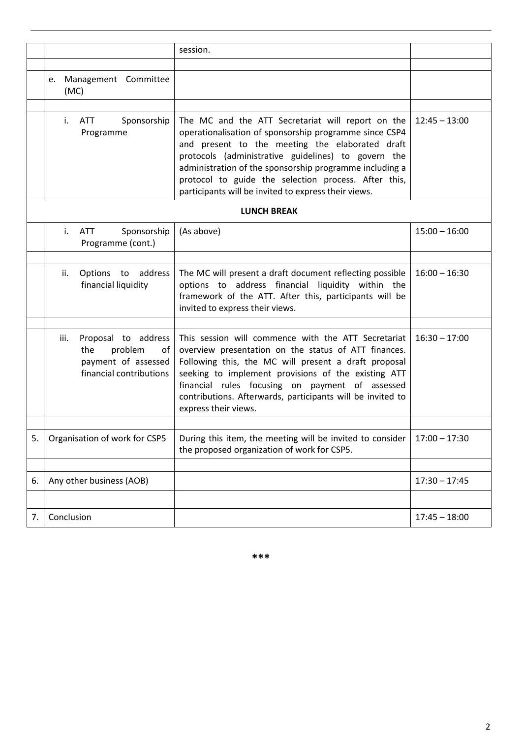| | | | |
|---|---|---|---|
| | | session. | |
| | | | |
| | e. Management Committee (MC) | | |
| | | | |
| | i. ATT Sponsorship Programme | The MC and the ATT Secretariat will report on the operationalisation of sponsorship programme since CSP4 and present to the meeting the elaborated draft protocols (administrative guidelines) to govern the administration of the sponsorship programme including a protocol to guide the selection process. After this, participants will be invited to express their views. | 12:45 – 13:00 |
| | | **LUNCH BREAK** | |
| | i. ATT Sponsorship Programme (cont.) | (As above) | 15:00 – 16:00 |
| | | | |
| | ii. Options to address financial liquidity | The MC will present a draft document reflecting possible options to address financial liquidity within the framework of the ATT. After this, participants will be invited to express their views. | 16:00 – 16:30 |
| | | | |
| | iii. Proposal to address the problem of payment of assessed financial contributions | This session will commence with the ATT Secretariat overview presentation on the status of ATT finances. Following this, the MC will present a draft proposal seeking to implement provisions of the existing ATT financial rules focusing on payment of assessed contributions. Afterwards, participants will be invited to express their views. | 16:30 – 17:00 |
| | | | |
| 5. | Organisation of work for CSP5 | During this item, the meeting will be invited to consider the proposed organization of work for CSP5. | 17:00 – 17:30 |
| | | | |
| 6. | Any other business (AOB) | | 17:30 – 17:45 |
| | | | |
| 7. | Conclusion | | 17:45 – 18:00 |

***